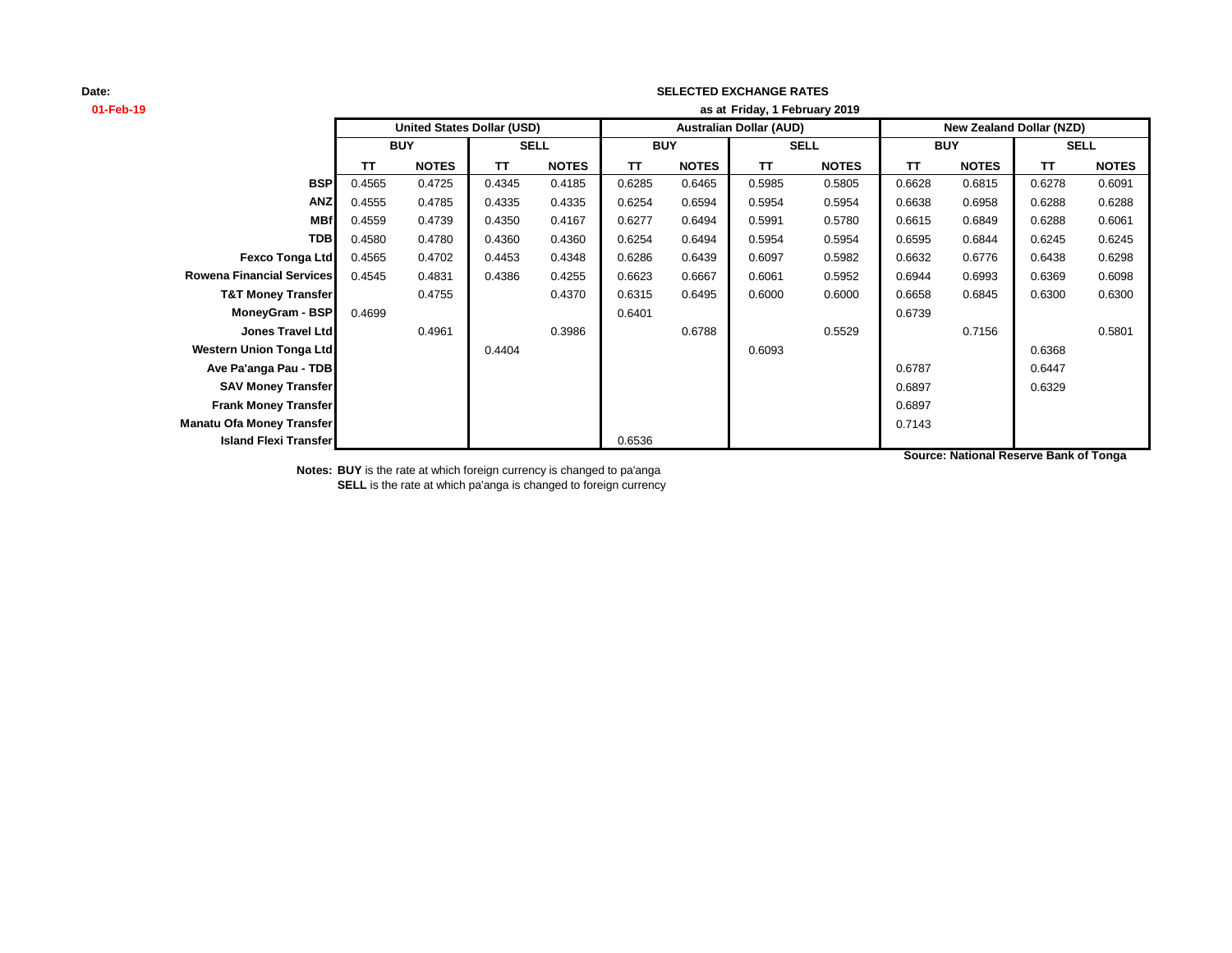**Date:**
**01-Feb-19**

**SELECTED EXCHANGE RATES**
**as at Friday, 1 February 2019**

| | United States Dollar (USD) | | | | Australian Dollar (AUD) | | | | New Zealand Dollar (NZD) | | | |
|---|---|---|---|---|---|---|---|---|---|---|---|---|
| | BUY | | SELL | | BUY | | SELL | | BUY | | SELL | |
| | TT | NOTES | TT | NOTES | TT | NOTES | TT | NOTES | TT | NOTES | TT | NOTES |
| **BSP** | 0.4565 | 0.4725 | 0.4345 | 0.4185 | 0.6285 | 0.6465 | 0.5985 | 0.5805 | 0.6628 | 0.6815 | 0.6278 | 0.6091 |
| **ANZ** | 0.4555 | 0.4785 | 0.4335 | 0.4335 | 0.6254 | 0.6594 | 0.5954 | 0.5954 | 0.6638 | 0.6958 | 0.6288 | 0.6288 |
| **MBf** | 0.4559 | 0.4739 | 0.4350 | 0.4167 | 0.6277 | 0.6494 | 0.5991 | 0.5780 | 0.6615 | 0.6849 | 0.6288 | 0.6061 |
| **TDB** | 0.4580 | 0.4780 | 0.4360 | 0.4360 | 0.6254 | 0.6494 | 0.5954 | 0.5954 | 0.6595 | 0.6844 | 0.6245 | 0.6245 |
| **Fexco Tonga Ltd** | 0.4565 | 0.4702 | 0.4453 | 0.4348 | 0.6286 | 0.6439 | 0.6097 | 0.5982 | 0.6632 | 0.6776 | 0.6438 | 0.6298 |
| **Rowena Financial Services** | 0.4545 | 0.4831 | 0.4386 | 0.4255 | 0.6623 | 0.6667 | 0.6061 | 0.5952 | 0.6944 | 0.6993 | 0.6369 | 0.6098 |
| **T&T Money Transfer** | | 0.4755 | | 0.4370 | 0.6315 | 0.6495 | 0.6000 | 0.6000 | 0.6658 | 0.6845 | 0.6300 | 0.6300 |
| **MoneyGram - BSP** | 0.4699 | | | | 0.6401 | | | | 0.6739 | | | |
| **Jones Travel Ltd** | | 0.4961 | | 0.3986 | | 0.6788 | | 0.5529 | | 0.7156 | | 0.5801 |
| **Western Union Tonga Ltd** | | | 0.4404 | | | | 0.6093 | | | | 0.6368 | |
| **Ave Pa'anga Pau - TDB** | | | | | | | | | 0.6787 | | 0.6447 | |
| **SAV Money Transfer** | | | | | | | | | 0.6897 | | 0.6329 | |
| **Frank Money Transfer** | | | | | | | | | 0.6897 | | | |
| **Manatu Ofa Money Transfer** | | | | | | | | | 0.7143 | | | |
| **Island Flexi Transfer** | | | | | 0.6536 | | | | | | | |

**Source: National Reserve Bank of Tonga**

**Notes: BUY** is the rate at which foreign currency is changed to pa'anga
**SELL** is the rate at which pa'anga is changed to foreign currency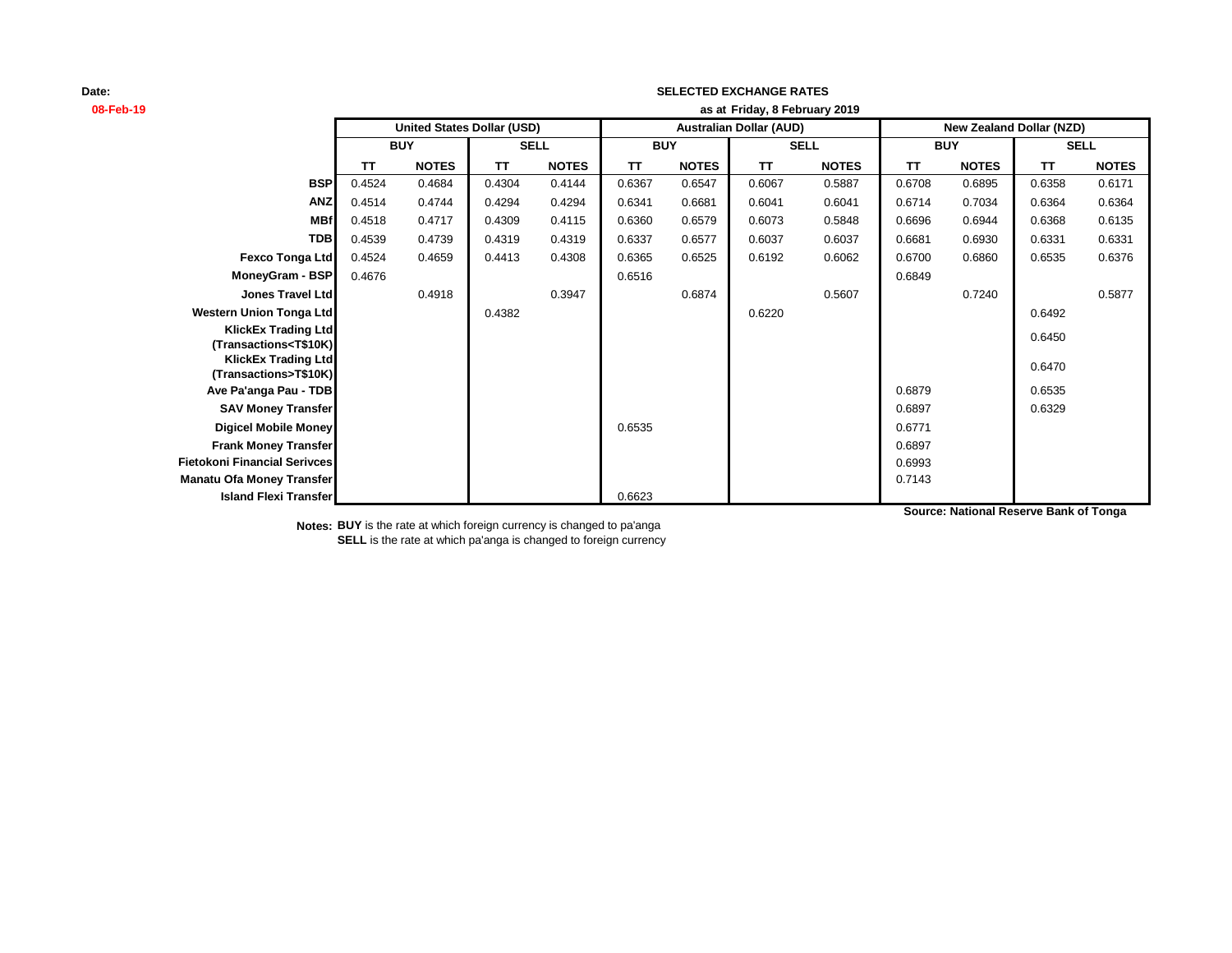**Date:**
**08-Feb-19**

**SELECTED EXCHANGE RATES**
**as at Friday, 8 February 2019**

| | United States Dollar (USD) | | | | Australian Dollar (AUD) | | | | New Zealand Dollar (NZD) | | | |
|---|---|---|---|---|---|---|---|---|---|---|---|---|
| | BUY | | SELL | | BUY | | SELL | | BUY | | SELL | |
| | TT | NOTES | TT | NOTES | TT | NOTES | TT | NOTES | TT | NOTES | TT | NOTES |
| **BSP** | 0.4524 | 0.4684 | 0.4304 | 0.4144 | 0.6367 | 0.6547 | 0.6067 | 0.5887 | 0.6708 | 0.6895 | 0.6358 | 0.6171 |
| **ANZ** | 0.4514 | 0.4744 | 0.4294 | 0.4294 | 0.6341 | 0.6681 | 0.6041 | 0.6041 | 0.6714 | 0.7034 | 0.6364 | 0.6364 |
| **MBf** | 0.4518 | 0.4717 | 0.4309 | 0.4115 | 0.6360 | 0.6579 | 0.6073 | 0.5848 | 0.6696 | 0.6944 | 0.6368 | 0.6135 |
| **TDB** | 0.4539 | 0.4739 | 0.4319 | 0.4319 | 0.6337 | 0.6577 | 0.6037 | 0.6037 | 0.6681 | 0.6930 | 0.6331 | 0.6331 |
| **Fexco Tonga Ltd** | 0.4524 | 0.4659 | 0.4413 | 0.4308 | 0.6365 | 0.6525 | 0.6192 | 0.6062 | 0.6700 | 0.6860 | 0.6535 | 0.6376 |
| **MoneyGram - BSP** | 0.4676 | | | | 0.6516 | | | | 0.6849 | | | |
| **Jones Travel Ltd** | | 0.4918 | | 0.3947 | | 0.6874 | | 0.5607 | | 0.7240 | | 0.5877 |
| **Western Union Tonga Ltd** | | | 0.4382 | | | | 0.6220 | | | | 0.6492 | |
| **KlickEx Trading Ltd (Transactions<T$10K)** | | | | | | | | | | | 0.6450 | |
| **KlickEx Trading Ltd (Transactions>T$10K)** | | | | | | | | | | | 0.6470 | |
| **Ave Pa'anga Pau - TDB** | | | | | | | | | 0.6879 | | 0.6535 | |
| **SAV Money Transfer** | | | | | | | | | 0.6897 | | 0.6329 | |
| **Digicel Mobile Money** | | | | | 0.6535 | | | | 0.6771 | | | |
| **Frank Money Transfer** | | | | | | | | | 0.6897 | | | |
| **Fietokoni Financial Serivces** | | | | | | | | | 0.6993 | | | |
| **Manatu Ofa Money Transfer** | | | | | | | | | 0.7143 | | | |
| **Island Flexi Transfer** | | | | | 0.6623 | | | | | | | |

**Source: National Reserve Bank of Tonga**

**Notes:** **BUY** is the rate at which foreign currency is changed to pa'anga
**SELL** is the rate at which pa'anga is changed to foreign currency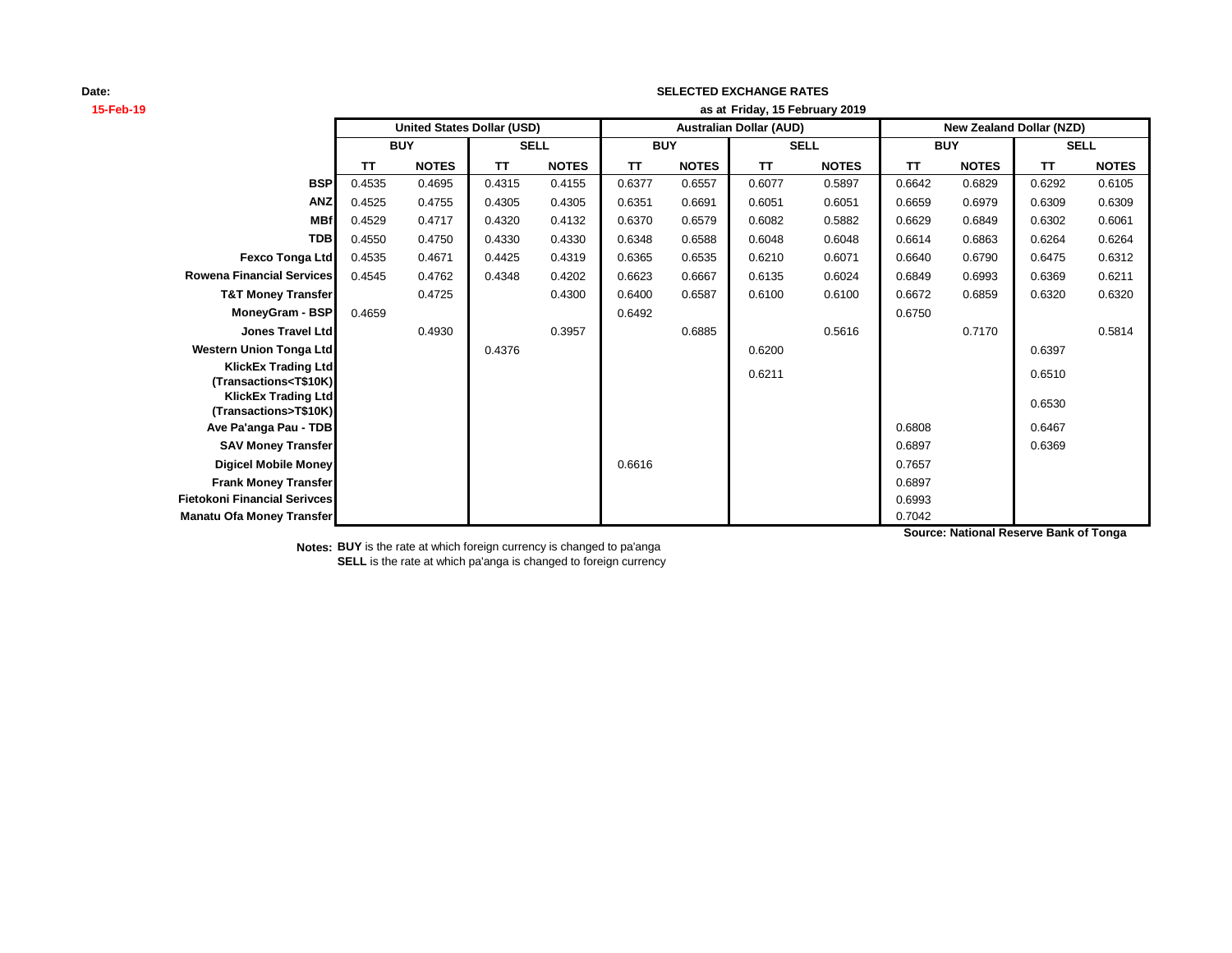**Date:** 15-Feb-19

**SELECTED EXCHANGE RATES**

**as at Friday, 15 February 2019**

| | United States Dollar (USD) | | | | Australian Dollar (AUD) | | | | New Zealand Dollar (NZD) | | | |
|---|---|---|---|---|---|---|---|---|---|---|---|---|
| | BUY | | SELL | | BUY | | SELL | | BUY | | SELL | |
| | TT | NOTES | TT | NOTES | TT | NOTES | TT | NOTES | TT | NOTES | TT | NOTES |
| **BSP** | 0.4535 | 0.4695 | 0.4315 | 0.4155 | 0.6377 | 0.6557 | 0.6077 | 0.5897 | 0.6642 | 0.6829 | 0.6292 | 0.6105 |
| **ANZ** | 0.4525 | 0.4755 | 0.4305 | 0.4305 | 0.6351 | 0.6691 | 0.6051 | 0.6051 | 0.6659 | 0.6979 | 0.6309 | 0.6309 |
| **MBf** | 0.4529 | 0.4717 | 0.4320 | 0.4132 | 0.6370 | 0.6579 | 0.6082 | 0.5882 | 0.6629 | 0.6849 | 0.6302 | 0.6061 |
| **TDB** | 0.4550 | 0.4750 | 0.4330 | 0.4330 | 0.6348 | 0.6588 | 0.6048 | 0.6048 | 0.6614 | 0.6863 | 0.6264 | 0.6264 |
| **Fexco Tonga Ltd** | 0.4535 | 0.4671 | 0.4425 | 0.4319 | 0.6365 | 0.6535 | 0.6210 | 0.6071 | 0.6640 | 0.6790 | 0.6475 | 0.6312 |
| **Rowena Financial Services** | 0.4545 | 0.4762 | 0.4348 | 0.4202 | 0.6623 | 0.6667 | 0.6135 | 0.6024 | 0.6849 | 0.6993 | 0.6369 | 0.6211 |
| **T&T Money Transfer** | | 0.4725 | | 0.4300 | 0.6400 | 0.6587 | 0.6100 | 0.6100 | 0.6672 | 0.6859 | 0.6320 | 0.6320 |
| **MoneyGram - BSP** | 0.4659 | | | | 0.6492 | | | | 0.6750 | | | |
| **Jones Travel Ltd** | | 0.4930 | | 0.3957 | | 0.6885 | | 0.5616 | | 0.7170 | | 0.5814 |
| **Western Union Tonga Ltd** | | | 0.4376 | | | | 0.6200 | | | | 0.6397 | |
| **KlickEx Trading Ltd (Transactions<T$10K)** | | | | | | | 0.6211 | | | | 0.6510 | |
| **KlickEx Trading Ltd (Transactions>T$10K)** | | | | | | | | | | | 0.6530 | |
| **Ave Pa'anga Pau - TDB** | | | | | | | | | 0.6808 | | 0.6467 | |
| **SAV Money Transfer** | | | | | | | | | 0.6897 | | 0.6369 | |
| **Digicel Mobile Money** | | | | | 0.6616 | | | | 0.7657 | | | |
| **Frank Money Transfer** | | | | | | | | | 0.6897 | | | |
| **Fietokoni Financial Serivces** | | | | | | | | | 0.6993 | | | |
| **Manatu Ofa Money Transfer** | | | | | | | | | 0.7042 | | | |

**Source: National Reserve Bank of Tonga**

**Notes:** **BUY** is the rate at which foreign currency is changed to pa'anga
**SELL** is the rate at which pa'anga is changed to foreign currency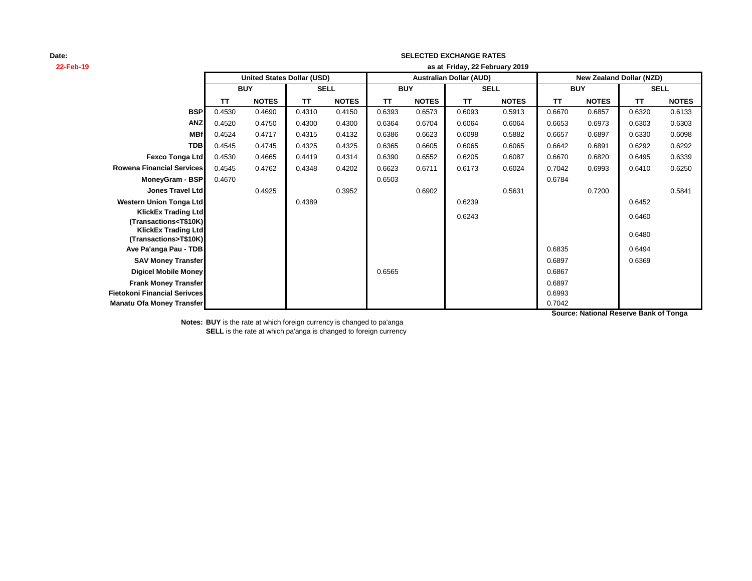Date:

22-Feb-19

**SELECTED EXCHANGE RATES**

**as at Friday, 22 February 2019**

| | United States Dollar (USD) | | | | Australian Dollar (AUD) | | | | New Zealand Dollar (NZD) | | | |
|---|---|---|---|---|---|---|---|---|---|---|---|---|
| | BUY | | SELL | | BUY | | SELL | | BUY | | SELL | |
| | TT | NOTES | TT | NOTES | TT | NOTES | TT | NOTES | TT | NOTES | TT | NOTES |
| **BSP** | 0.4530 | 0.4690 | 0.4310 | 0.4150 | 0.6393 | 0.6573 | 0.6093 | 0.5913 | 0.6670 | 0.6857 | 0.6320 | 0.6133 |
| **ANZ** | 0.4520 | 0.4750 | 0.4300 | 0.4300 | 0.6364 | 0.6704 | 0.6064 | 0.6064 | 0.6653 | 0.6973 | 0.6303 | 0.6303 |
| **MBf** | 0.4524 | 0.4717 | 0.4315 | 0.4132 | 0.6386 | 0.6623 | 0.6098 | 0.5882 | 0.6657 | 0.6897 | 0.6330 | 0.6098 |
| **TDB** | 0.4545 | 0.4745 | 0.4325 | 0.4325 | 0.6365 | 0.6605 | 0.6065 | 0.6065 | 0.6642 | 0.6891 | 0.6292 | 0.6292 |
| **Fexco Tonga Ltd** | 0.4530 | 0.4665 | 0.4419 | 0.4314 | 0.6390 | 0.6552 | 0.6205 | 0.6087 | 0.6670 | 0.6820 | 0.6495 | 0.6339 |
| **Rowena Financial Services** | 0.4545 | 0.4762 | 0.4348 | 0.4202 | 0.6623 | 0.6711 | 0.6173 | 0.6024 | 0.7042 | 0.6993 | 0.6410 | 0.6250 |
| **MoneyGram - BSP** | 0.4670 | | | | 0.6503 | | | | 0.6784 | | | |
| **Jones Travel Ltd** | | 0.4925 | | 0.3952 | | 0.6902 | | 0.5631 | | 0.7200 | | 0.5841 |
| **Western Union Tonga Ltd** | | | 0.4389 | | | | 0.6239 | | | | 0.6452 | |
| **KlickEx Trading Ltd (Transactions<T$10K)** | | | | | | | 0.6243 | | | | 0.6460 | |
| **KlickEx Trading Ltd (Transactions>T$10K)** | | | | | | | | | | | 0.6480 | |
| **Ave Pa'anga Pau - TDB** | | | | | | | | | 0.6835 | | 0.6494 | |
| **SAV Money Transfer** | | | | | | | | | 0.6897 | | 0.6369 | |
| **Digicel Mobile Money** | | | | | 0.6565 | | | | 0.6867 | | | |
| **Frank Money Transfer** | | | | | | | | | 0.6897 | | | |
| **Fietokoni Financial Serivces** | | | | | | | | | 0.6993 | | | |
| **Manatu Ofa Money Transfer** | | | | | | | | | 0.7042 | | | |

**Source: National Reserve Bank of Tonga**

**Notes: BUY** is the rate at which foreign currency is changed to pa'anga

**SELL** is the rate at which pa'anga is changed to foreign currency